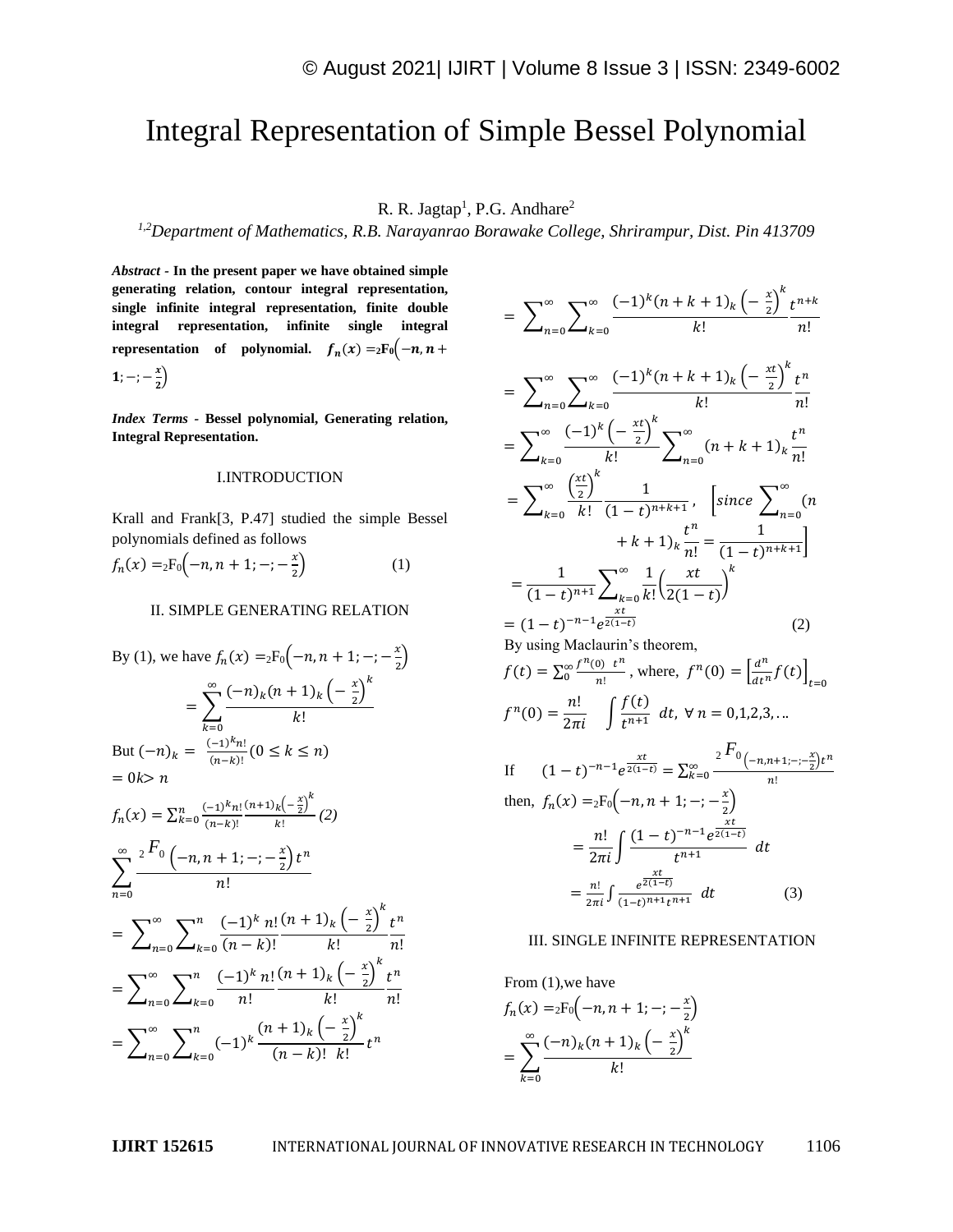# Integral Representation of Simple Bessel Polynomial

R. R. Jagtap[1], P.G. Andhare[2]

[1,2]*Department of Mathematics, R.B. Narayanrao Borawake College, Shrirampur, Dist. Pin 413709*

***Abstract* - In the present paper we have obtained simple generating relation, contour integral representation, single infinite integral representation, finite double integral representation, infinite single integral representation of polynomial. $f_n(x) = {}_2F_0\left(-n, n+1; -; -\frac{x}{2}\right)$**

***Index Terms* - Bessel polynomial, Generating relation, Integral Representation.**

## I.INTRODUCTION

Krall and Frank[3, P.47] studied the simple Bessel polynomials defined as follows

$$f_n(x) = {}_2F_0\left(-n, n+1; -; -\frac{x}{2}\right) \qquad (1)$$

## II. SIMPLE GENERATING RELATION

By (1), we have $f_n(x) = {}_2F_0\left(-n, n+1; -; -\frac{x}{2}\right)$

$$= \sum_{k=0}^{\infty} \frac{(-n)_k (n+1)_k \left(-\frac{x}{2}\right)^k}{k!}$$

But $(-n)_k = \frac{(-1)^k n!}{(n-k)!} (0 \le k \le n)$

$= 0 k > n$

$$f_n(x) = \sum_{k=0}^{n} \frac{(-1)^k n!}{(n-k)!} \frac{(n+1)_k \left(-\frac{x}{2}\right)^k}{k!} \ (2)$$

$$\sum_{n=0}^{\infty} \frac{{}_2F_0\left(-n, n+1; -; -\frac{x}{2}\right) t^n}{n!}$$

$$= \sum_{n=0}^{\infty} \sum_{k=0}^{n} \frac{(-1)^k n!}{(n-k)!} \frac{(n+1)_k \left(-\frac{x}{2}\right)^k}{k!} \frac{t^n}{n!}$$

$$= \sum_{n=0}^{\infty} \sum_{k=0}^{n} \frac{(-1)^k n!}{n!} \frac{(n+1)_k \left(-\frac{x}{2}\right)^k}{k!} \frac{t^n}{n!}$$

$$= \sum_{n=0}^{\infty} \sum_{k=0}^{n} (-1)^k \frac{(n+1)_k \left(-\frac{x}{2}\right)^k}{(n-k)! \ k!} t^n$$

$$= \sum_{n=0}^{\infty} \sum_{k=0}^{\infty} \frac{(-1)^k (n+k+1)_k \left(-\frac{x}{2}\right)^k}{k!} \frac{t^{n+k}}{n!}$$

$$= \sum_{n=0}^{\infty} \sum_{k=0}^{\infty} \frac{(-1)^k (n+k+1)_k \left(-\frac{xt}{2}\right)^k}{k!} \frac{t^n}{n!}$$

$$= \sum_{k=0}^{\infty} \frac{(-1)^k \left(-\frac{xt}{2}\right)^k}{k!} \sum_{n=0}^{\infty} (n+k+1)_k \frac{t^n}{n!}$$

$$= \sum_{k=0}^{\infty} \frac{\left(\frac{xt}{2}\right)^k}{k!} \frac{1}{(1-t)^{n+k+1}}, \quad \left[since \sum_{n=0}^{\infty} (n+k+1)_k \frac{t^n}{n!} = \frac{1}{(1-t)^{n+k+1}}\right]$$

$$= \frac{1}{(1-t)^{n+1}} \sum_{k=0}^{\infty} \frac{1}{k!} \left(\frac{xt}{2(1-t)}\right)^k$$

$$= (1-t)^{-n-1} e^{\frac{xt}{2(1-t)}} \qquad (2)$$

By using Maclaurin's theorem,

$f(t) = \sum_0^{\infty} \frac{f^n(0) \ t^n}{n!}$, where, $f^n(0) = \left[\frac{d^n}{dt^n} f(t)\right]_{t=0}$

$$f^n(0) = \frac{n!}{2\pi i} \int \frac{f(t)}{t^{n+1}} \ dt, \ \forall \ n = 0,1,2,3,\ldots$$

If $\quad (1-t)^{-n-1} e^{\frac{xt}{2(1-t)}} = \sum_{k=0}^{\infty} \frac{{}_2F_0\left(-n, n+1; -; -\frac{x}{2}\right) t^n}{n!}$

then, $f_n(x) = {}_2F_0\left(-n, n+1; -; -\frac{x}{2}\right)$

$$= \frac{n!}{2\pi i} \int \frac{(1-t)^{-n-1} e^{\frac{xt}{2(1-t)}}}{t^{n+1}} \ dt$$

$$= \frac{n!}{2\pi i} \int \frac{e^{\frac{xt}{2(1-t)}}}{(1-t)^{n+1} t^{n+1}} \ dt \qquad (3)$$

## III. SINGLE INFINITE REPRESENTATION

From (1),we have

$f_n(x) = {}_2F_0\left(-n, n+1; -; -\frac{x}{2}\right)$

$$= \sum_{k=0}^{\infty} \frac{(-n)_k (n+1)_k \left(-\frac{x}{2}\right)^k}{k!}$$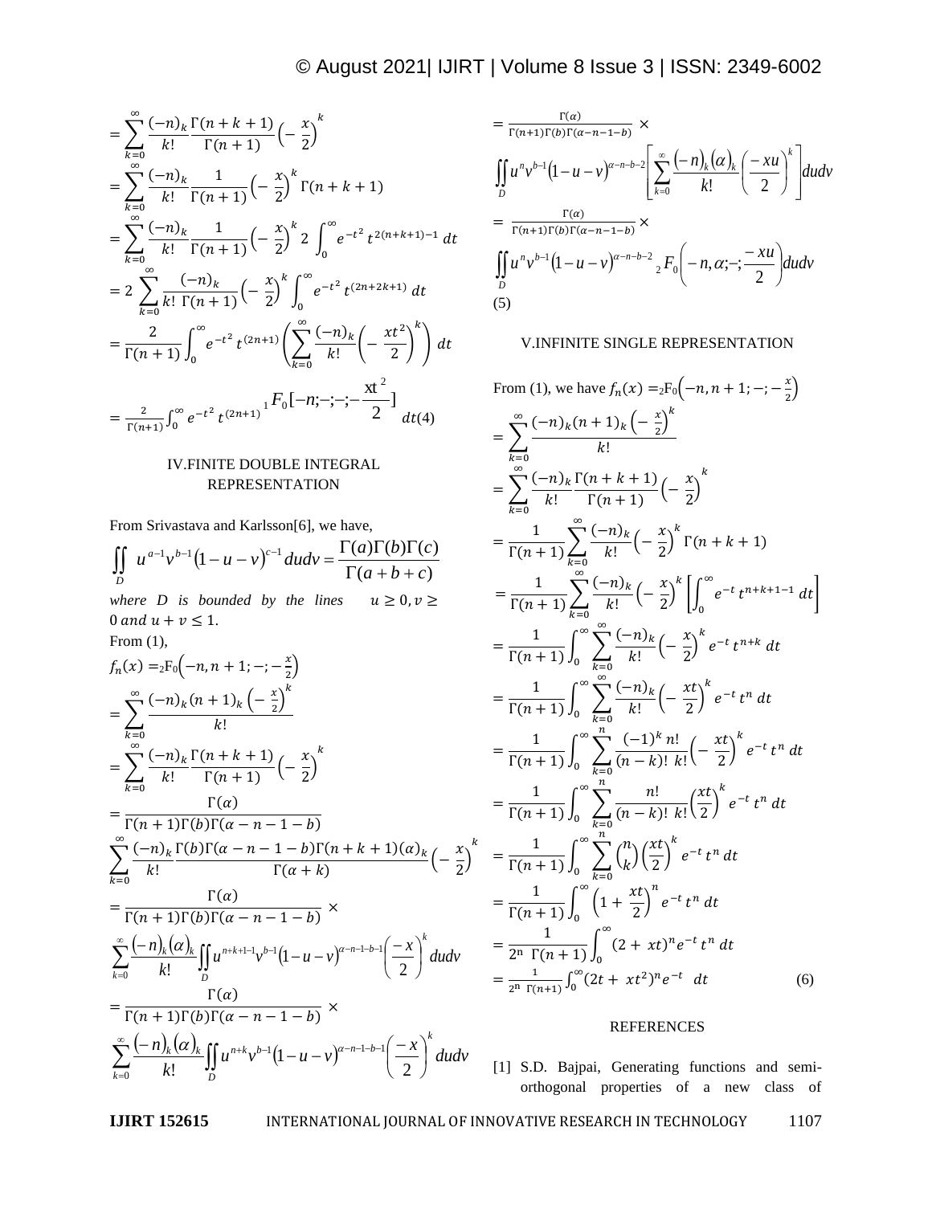$$= \sum_{k=0}^{\infty} \frac{(-n)_k}{k!} \frac{\Gamma(n+k+1)}{\Gamma(n+1)} \left(-\frac{x}{2}\right)^k$$

$$= \sum_{k=0}^{\infty} \frac{(-n)_k}{k!} \frac{1}{\Gamma(n+1)} \left(-\frac{x}{2}\right)^k \Gamma(n+k+1)$$

$$= \sum_{k=0}^{\infty} \frac{(-n)_k}{k!} \frac{1}{\Gamma(n+1)} \left(-\frac{x}{2}\right)^k 2 \int_0^{\infty} e^{-t^2} t^{2(n+k+1)-1}\, dt$$

$$= 2 \sum_{k=0}^{\infty} \frac{(-n)_k}{k!\ \Gamma(n+1)} \left(-\frac{x}{2}\right)^k \int_0^{\infty} e^{-t^2} t^{(2n+2k+1)}\, dt$$

$$= \frac{2}{\Gamma(n+1)} \int_0^{\infty} e^{-t^2} t^{(2n+1)} \left( \sum_{k=0}^{\infty} \frac{(-n)_k}{k!} \left(-\frac{xt^2}{2}\right)^k \right) dt$$

$$= \frac{2}{\Gamma(n+1)} \int_0^{\infty} e^{-t^2} t^{(2n+1)}\, {}_1F_0[-n;-;-;-\frac{xt^2}{2}]\, dt \quad (4)$$

## IV.FINITE DOUBLE INTEGRAL REPRESENTATION

From Srivastava and Karlsson[6], we have,

$$\iint_D u^{a-1} v^{b-1} (1-u-v)^{c-1}\, du dv = \frac{\Gamma(a)\Gamma(b)\Gamma(c)}{\Gamma(a+b+c)}$$

*where D is bounded by the lines* $u \geq 0, v \geq 0$ *and* $u + v \leq 1$.

From (1),

$$f_n(x) = {}_2F_0\left(-n, n+1; -; -\frac{x}{2}\right)$$

$$= \sum_{k=0}^{\infty} \frac{(-n)_k (n+1)_k \left(-\frac{x}{2}\right)^k}{k!}$$

$$= \sum_{k=0}^{\infty} \frac{(-n)_k}{k!} \frac{\Gamma(n+k+1)}{\Gamma(n+1)} \left(-\frac{x}{2}\right)^k$$

$$= \frac{\Gamma(\alpha)}{\Gamma(n+1)\Gamma(b)\Gamma(\alpha-n-1-b)} \sum_{k=0}^{\infty} \frac{(-n)_k}{k!} \frac{\Gamma(b)\Gamma(\alpha-n-1-b)\Gamma(n+k+1)(\alpha)_k}{\Gamma(\alpha+k)} \left(-\frac{x}{2}\right)^k$$

$$= \frac{\Gamma(\alpha)}{\Gamma(n+1)\Gamma(b)\Gamma(\alpha-n-1-b)} \times \sum_{k=0}^{\infty} \frac{(-n)_k (\alpha)_k}{k!} \iint_D u^{n+k+1-1} v^{b-1} (1-u-v)^{\alpha-n-1-b-1} \left(\frac{-x}{2}\right)^k du dv$$

$$= \frac{\Gamma(\alpha)}{\Gamma(n+1)\Gamma(b)\Gamma(\alpha-n-1-b)} \times \sum_{k=0}^{\infty} \frac{(-n)_k (\alpha)_k}{k!} \iint_D u^{n+k} v^{b-1} (1-u-v)^{\alpha-n-1-b-1} \left(\frac{-x}{2}\right)^k du dv$$

$$= \frac{\Gamma(\alpha)}{\Gamma(n+1)\Gamma(b)\Gamma(\alpha-n-1-b)} \times \iint_D u^n v^{b-1} (1-u-v)^{\alpha-n-b-2} \left[ \sum_{k=0}^{\infty} \frac{(-n)_k (\alpha)_k}{k!} \left(\frac{-xu}{2}\right)^k \right] du dv$$

$$= \frac{\Gamma(\alpha)}{\Gamma(n+1)\Gamma(b)\Gamma(\alpha-n-1-b)} \times \iint_D u^n v^{b-1} (1-u-v)^{\alpha-n-b-2}\, {}_2F_0\left(-n, \alpha; -; \frac{-xu}{2}\right) du dv$$

(5)

## V.INFINITE SINGLE REPRESENTATION

From (1), we have $f_n(x) = {}_2F_0\left(-n, n+1; -; -\frac{x}{2}\right)$

$$= \sum_{k=0}^{\infty} \frac{(-n)_k (n+1)_k \left(-\frac{x}{2}\right)^k}{k!}$$

$$= \sum_{k=0}^{\infty} \frac{(-n)_k}{k!} \frac{\Gamma(n+k+1)}{\Gamma(n+1)} \left(-\frac{x}{2}\right)^k$$

$$= \frac{1}{\Gamma(n+1)} \sum_{k=0}^{\infty} \frac{(-n)_k}{k!} \left(-\frac{x}{2}\right)^k \Gamma(n+k+1)$$

$$= \frac{1}{\Gamma(n+1)} \sum_{k=0}^{\infty} \frac{(-n)_k}{k!} \left(-\frac{x}{2}\right)^k \left[ \int_0^{\infty} e^{-t} t^{n+k+1-1}\, dt \right]$$

$$= \frac{1}{\Gamma(n+1)} \int_0^{\infty} \sum_{k=0}^{\infty} \frac{(-n)_k}{k!} \left(-\frac{x}{2}\right)^k e^{-t} t^{n+k}\, dt$$

$$= \frac{1}{\Gamma(n+1)} \int_0^{\infty} \sum_{k=0}^{\infty} \frac{(-n)_k}{k!} \left(-\frac{xt}{2}\right)^k e^{-t} t^n\, dt$$

$$= \frac{1}{\Gamma(n+1)} \int_0^{\infty} \sum_{k=0}^{n} \frac{(-1)^k\, n!}{(n-k)!\ k!} \left(-\frac{xt}{2}\right)^k e^{-t} t^n\, dt$$

$$= \frac{1}{\Gamma(n+1)} \int_0^{\infty} \sum_{k=0}^{n} \frac{n!}{(n-k)!\ k!} \left(\frac{xt}{2}\right)^k e^{-t} t^n\, dt$$

$$= \frac{1}{\Gamma(n+1)} \int_0^{\infty} \sum_{k=0}^{n} \binom{n}{k} \left(\frac{xt}{2}\right)^k e^{-t} t^n\, dt$$

$$= \frac{1}{\Gamma(n+1)} \int_0^{\infty} \left(1 + \frac{xt}{2}\right)^n e^{-t} t^n\, dt$$

$$= \frac{1}{2^n\ \Gamma(n+1)} \int_0^{\infty} (2 + xt)^n e^{-t} t^n\, dt$$

$$= \frac{1}{2^n\ \Gamma(n+1)} \int_0^{\infty} (2t + xt^2)^n e^{-t}\, dt \quad (6)$$

## REFERENCES

[1] S.D. Bajpai, Generating functions and semi-orthogonal properties of a new class of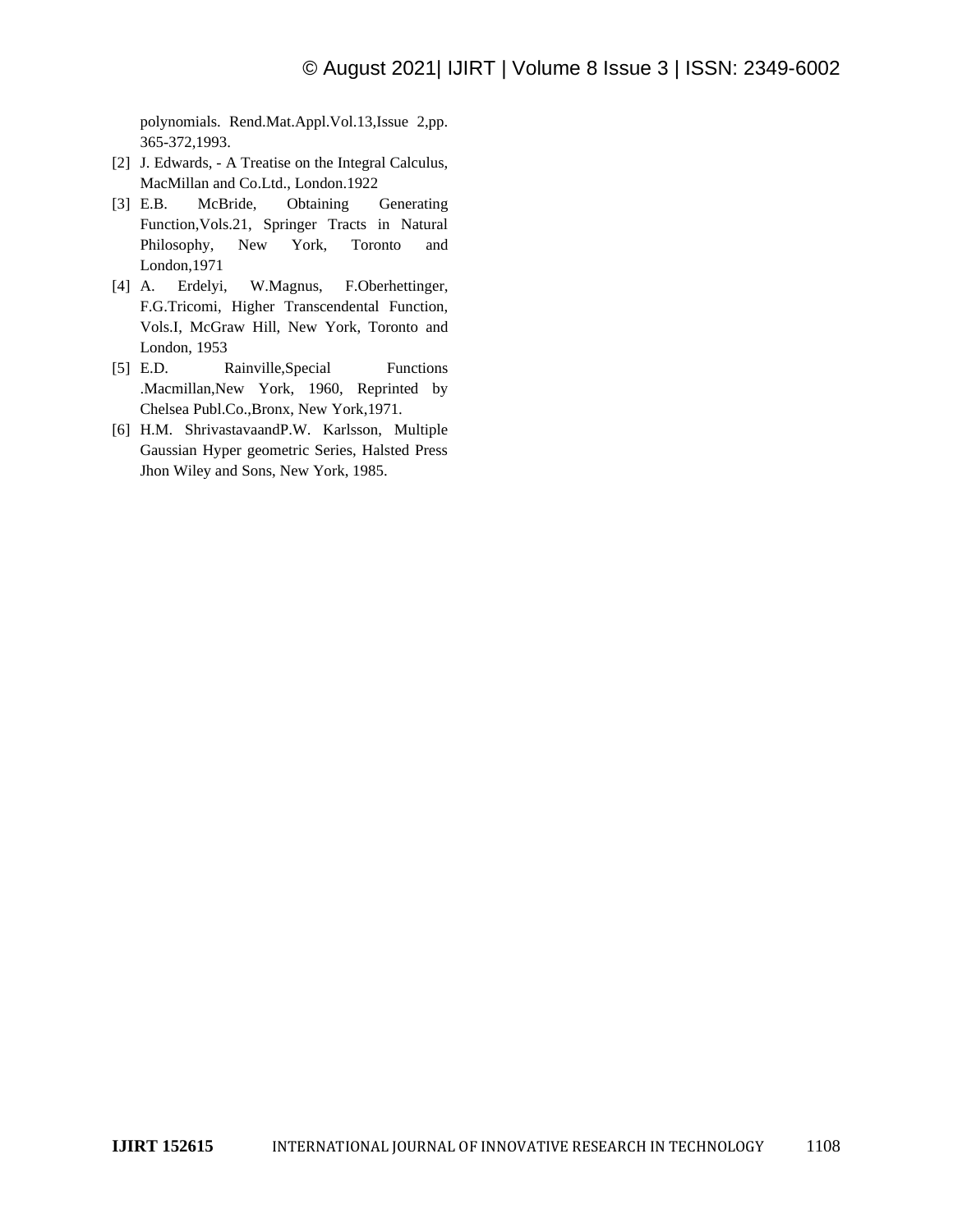polynomials. Rend.Mat.Appl.Vol.13,Issue 2,pp. 365-372,1993.

[2] J. Edwards, - A Treatise on the Integral Calculus, MacMillan and Co.Ltd., London.1922

[3] E.B. McBride, Obtaining Generating Function,Vols.21, Springer Tracts in Natural Philosophy, New York, Toronto and London,1971

[4] A. Erdelyi, W.Magnus, F.Oberhettinger, F.G.Tricomi, Higher Transcendental Function, Vols.I, McGraw Hill, New York, Toronto and London, 1953

[5] E.D. Rainville,Special Functions .Macmillan,New York, 1960, Reprinted by Chelsea Publ.Co.,Bronx, New York,1971.

[6] H.M. ShrivastavaandP.W. Karlsson, Multiple Gaussian Hyper geometric Series, Halsted Press Jhon Wiley and Sons, New York, 1985.